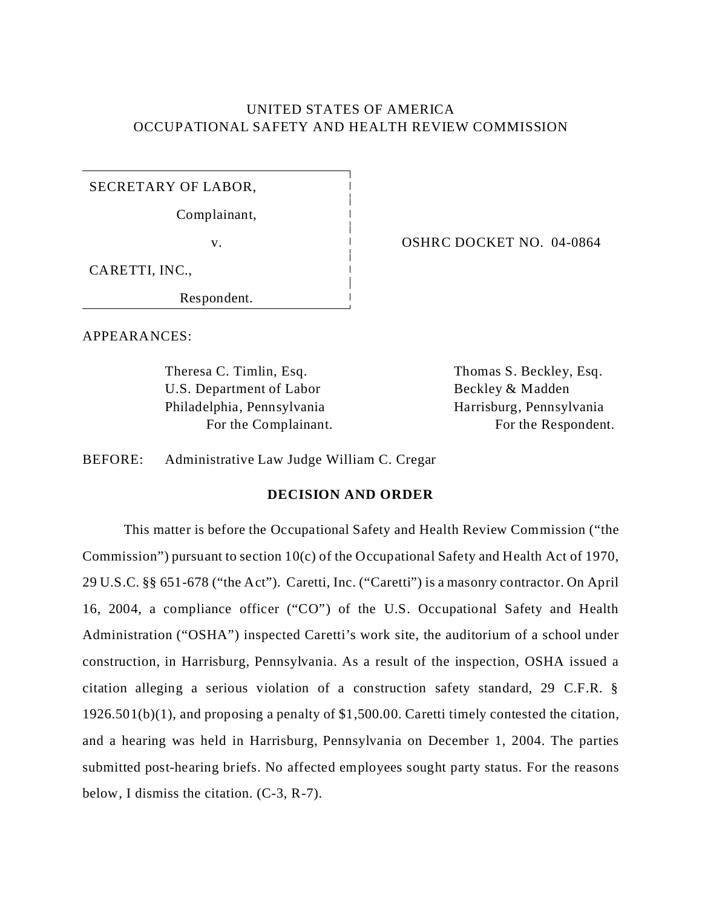UNITED STATES OF AMERICA
OCCUPATIONAL SAFETY AND HEALTH REVIEW COMMISSION

SECRETARY OF LABOR,

Complainant,

v.

CARETTI, INC.,

Respondent.

OSHRC DOCKET NO. 04-0864

APPEARANCES:

Theresa C. Timlin, Esq.
U.S. Department of Labor
Philadelphia, Pennsylvania
For the Complainant.

Thomas S. Beckley, Esq.
Beckley & Madden
Harrisburg, Pennsylvania
For the Respondent.

BEFORE: Administrative Law Judge William C. Cregar

**DECISION AND ORDER**

This matter is before the Occupational Safety and Health Review Commission ("the Commission") pursuant to section 10(c) of the Occupational Safety and Health Act of 1970, 29 U.S.C. §§ 651-678 ("the Act"). Caretti, Inc. ("Caretti") is a masonry contractor. On April 16, 2004, a compliance officer ("CO") of the U.S. Occupational Safety and Health Administration ("OSHA") inspected Caretti's work site, the auditorium of a school under construction, in Harrisburg, Pennsylvania. As a result of the inspection, OSHA issued a citation alleging a serious violation of a construction safety standard, 29 C.F.R. § 1926.501(b)(1), and proposing a penalty of $1,500.00. Caretti timely contested the citation, and a hearing was held in Harrisburg, Pennsylvania on December 1, 2004. The parties submitted post-hearing briefs. No affected employees sought party status. For the reasons below, I dismiss the citation. (C-3, R-7).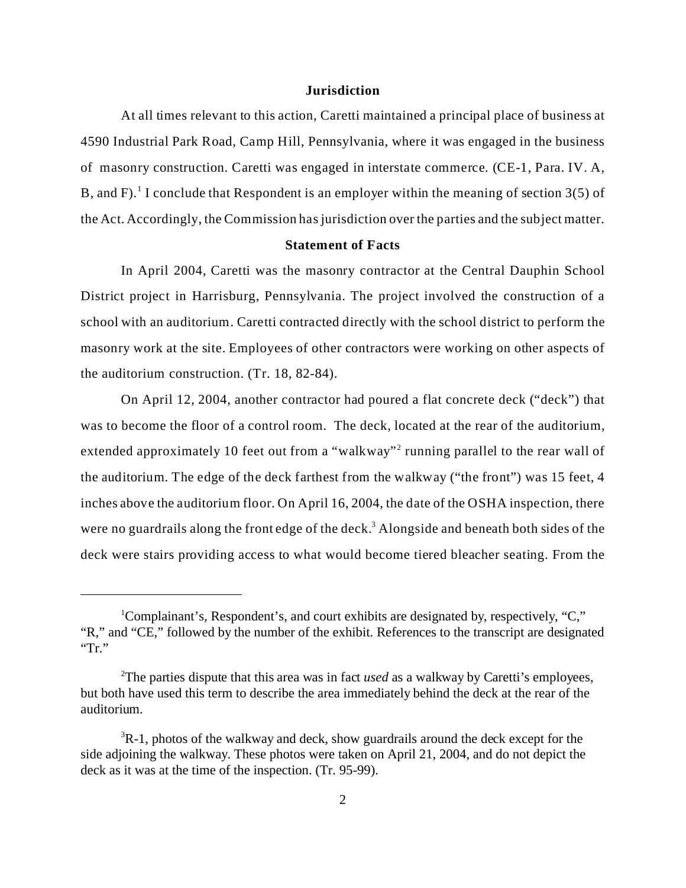**Jurisdiction**

At all times relevant to this action, Caretti maintained a principal place of business at 4590 Industrial Park Road, Camp Hill, Pennsylvania, where it was engaged in the business of masonry construction. Caretti was engaged in interstate commerce. (CE-1, Para. IV. A, B, and F).[1] I conclude that Respondent is an employer within the meaning of section 3(5) of the Act. Accordingly, the Commission has jurisdiction over the parties and the subject matter.

**Statement of Facts**

In April 2004, Caretti was the masonry contractor at the Central Dauphin School District project in Harrisburg, Pennsylvania. The project involved the construction of a school with an auditorium. Caretti contracted directly with the school district to perform the masonry work at the site. Employees of other contractors were working on other aspects of the auditorium construction. (Tr. 18, 82-84).

On April 12, 2004, another contractor had poured a flat concrete deck ("deck") that was to become the floor of a control room. The deck, located at the rear of the auditorium, extended approximately 10 feet out from a "walkway"[2] running parallel to the rear wall of the auditorium. The edge of the deck farthest from the walkway ("the front") was 15 feet, 4 inches above the auditorium floor. On April 16, 2004, the date of the OSHA inspection, there were no guardrails along the front edge of the deck.[3] Alongside and beneath both sides of the deck were stairs providing access to what would become tiered bleacher seating. From the

---

[1]Complainant's, Respondent's, and court exhibits are designated by, respectively, "C," "R," and "CE," followed by the number of the exhibit. References to the transcript are designated "Tr."

[2]The parties dispute that this area was in fact *used* as a walkway by Caretti's employees, but both have used this term to describe the area immediately behind the deck at the rear of the auditorium.

[3]R-1, photos of the walkway and deck, show guardrails around the deck except for the side adjoining the walkway. These photos were taken on April 21, 2004, and do not depict the deck as it was at the time of the inspection. (Tr. 95-99).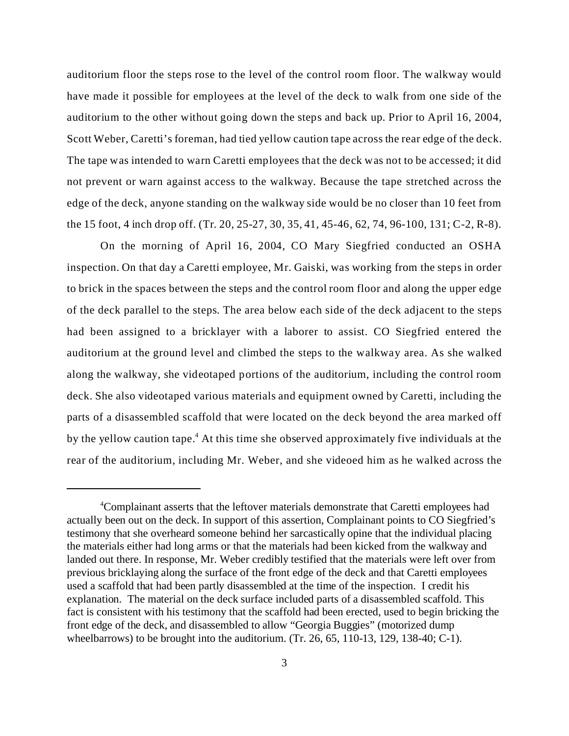auditorium floor the steps rose to the level of the control room floor. The walkway would have made it possible for employees at the level of the deck to walk from one side of the auditorium to the other without going down the steps and back up. Prior to April 16, 2004, Scott Weber, Caretti's foreman, had tied yellow caution tape across the rear edge of the deck. The tape was intended to warn Caretti employees that the deck was not to be accessed; it did not prevent or warn against access to the walkway. Because the tape stretched across the edge of the deck, anyone standing on the walkway side would be no closer than 10 feet from the 15 foot, 4 inch drop off. (Tr. 20, 25-27, 30, 35, 41, 45-46, 62, 74, 96-100, 131; C-2, R-8).

On the morning of April 16, 2004, CO Mary Siegfried conducted an OSHA inspection. On that day a Caretti employee, Mr. Gaiski, was working from the steps in order to brick in the spaces between the steps and the control room floor and along the upper edge of the deck parallel to the steps. The area below each side of the deck adjacent to the steps had been assigned to a bricklayer with a laborer to assist. CO Siegfried entered the auditorium at the ground level and climbed the steps to the walkway area. As she walked along the walkway, she videotaped portions of the auditorium, including the control room deck. She also videotaped various materials and equipment owned by Caretti, including the parts of a disassembled scaffold that were located on the deck beyond the area marked off by the yellow caution tape.[4] At this time she observed approximately five individuals at the rear of the auditorium, including Mr. Weber, and she videoed him as he walked across the

[4]Complainant asserts that the leftover materials demonstrate that Caretti employees had actually been out on the deck. In support of this assertion, Complainant points to CO Siegfried's testimony that she overheard someone behind her sarcastically opine that the individual placing the materials either had long arms or that the materials had been kicked from the walkway and landed out there. In response, Mr. Weber credibly testified that the materials were left over from previous bricklaying along the surface of the front edge of the deck and that Caretti employees used a scaffold that had been partly disassembled at the time of the inspection. I credit his explanation. The material on the deck surface included parts of a disassembled scaffold. This fact is consistent with his testimony that the scaffold had been erected, used to begin bricking the front edge of the deck, and disassembled to allow "Georgia Buggies" (motorized dump wheelbarrows) to be brought into the auditorium. (Tr. 26, 65, 110-13, 129, 138-40; C-1).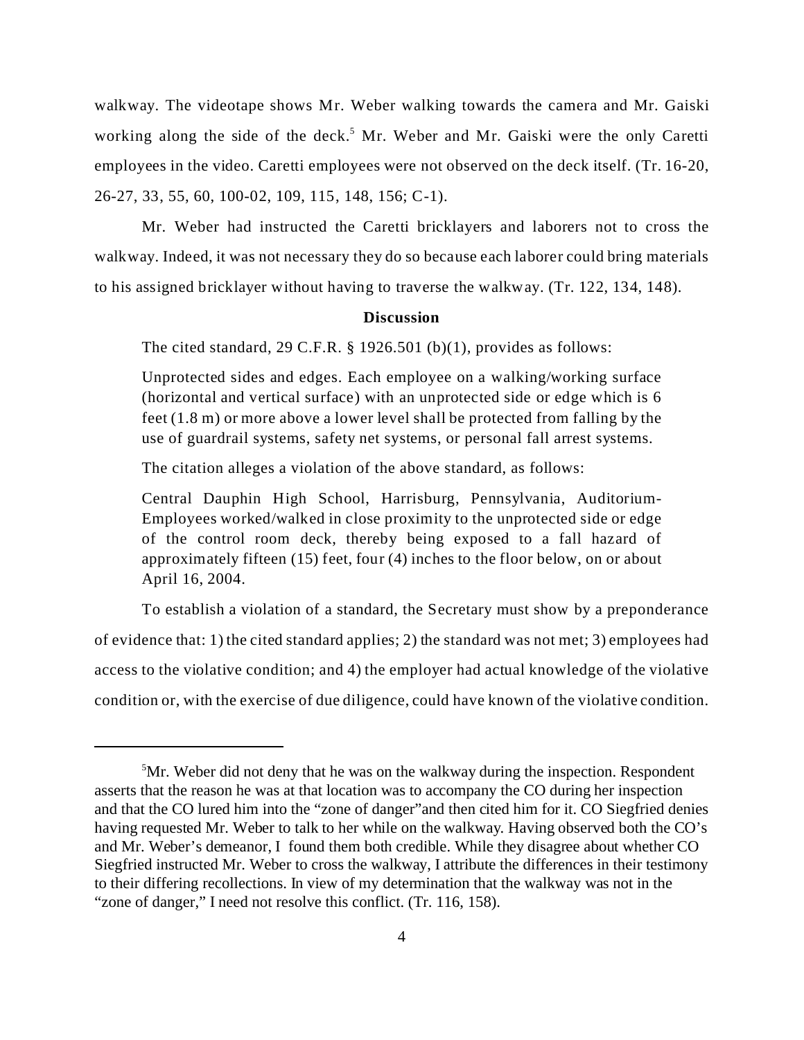walkway. The videotape shows Mr. Weber walking towards the camera and Mr. Gaiski working along the side of the deck.[5] Mr. Weber and Mr. Gaiski were the only Caretti employees in the video. Caretti employees were not observed on the deck itself. (Tr. 16-20, 26-27, 33, 55, 60, 100-02, 109, 115, 148, 156; C-1).

Mr. Weber had instructed the Caretti bricklayers and laborers not to cross the walkway. Indeed, it was not necessary they do so because each laborer could bring materials to his assigned bricklayer without having to traverse the walkway. (Tr. 122, 134, 148).

**Discussion**

The cited standard, 29 C.F.R. § 1926.501 (b)(1), provides as follows:

> Unprotected sides and edges. Each employee on a walking/working surface (horizontal and vertical surface) with an unprotected side or edge which is 6 feet (1.8 m) or more above a lower level shall be protected from falling by the use of guardrail systems, safety net systems, or personal fall arrest systems.

The citation alleges a violation of the above standard, as follows:

> Central Dauphin High School, Harrisburg, Pennsylvania, Auditorium-Employees worked/walked in close proximity to the unprotected side or edge of the control room deck, thereby being exposed to a fall hazard of approximately fifteen (15) feet, four (4) inches to the floor below, on or about April 16, 2004.

To establish a violation of a standard, the Secretary must show by a preponderance of evidence that: 1) the cited standard applies; 2) the standard was not met; 3) employees had access to the violative condition; and 4) the employer had actual knowledge of the violative condition or, with the exercise of due diligence, could have known of the violative condition.

---

[5] Mr. Weber did not deny that he was on the walkway during the inspection. Respondent asserts that the reason he was at that location was to accompany the CO during her inspection and that the CO lured him into the "zone of danger" and then cited him for it. CO Siegfried denies having requested Mr. Weber to talk to her while on the walkway. Having observed both the CO's and Mr. Weber's demeanor, I found them both credible. While they disagree about whether CO Siegfried instructed Mr. Weber to cross the walkway, I attribute the differences in their testimony to their differing recollections. In view of my determination that the walkway was not in the "zone of danger," I need not resolve this conflict. (Tr. 116, 158).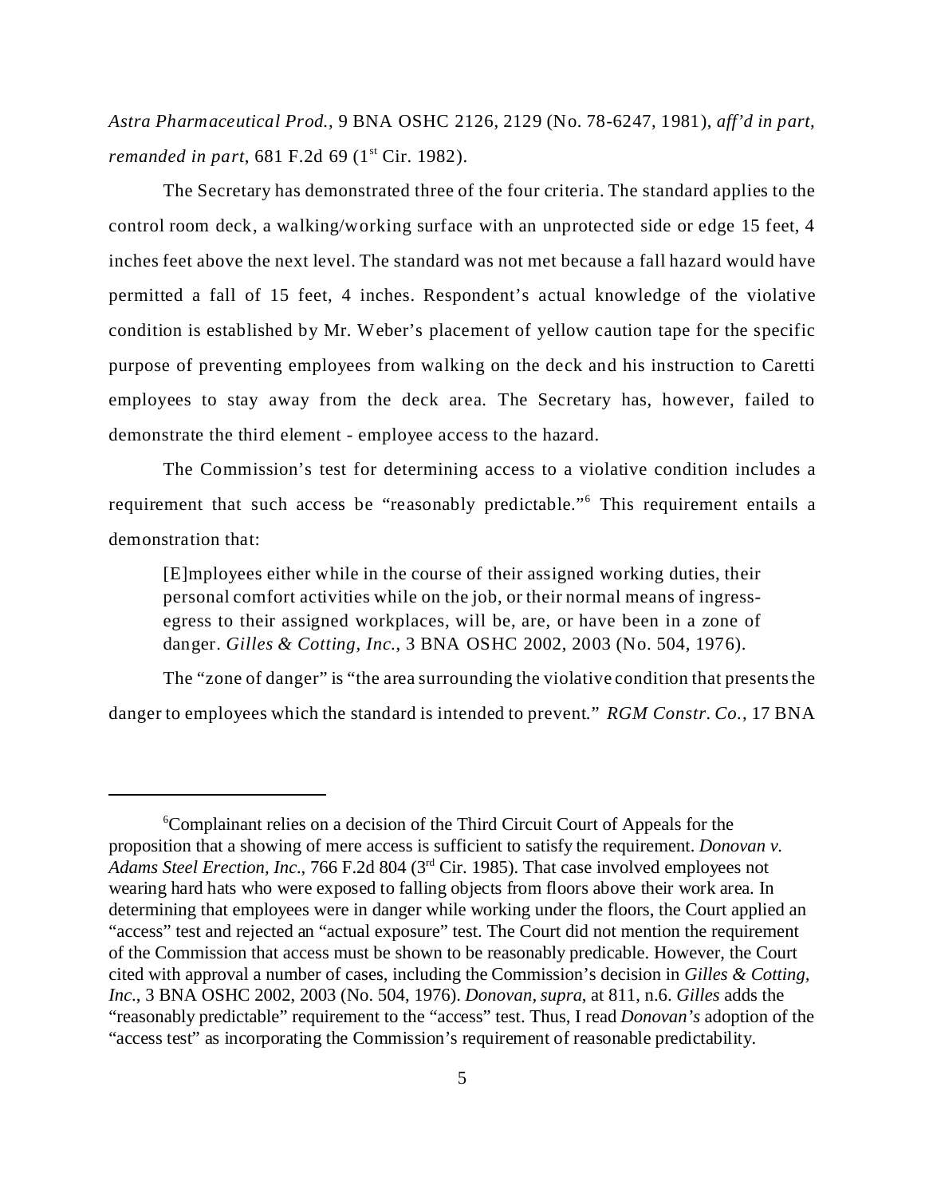*Astra Pharmaceutical Prod.*, 9 BNA OSHC 2126, 2129 (No. 78-6247, 1981), *aff'd in part, remanded in part*, 681 F.2d 69 (1st Cir. 1982).

The Secretary has demonstrated three of the four criteria. The standard applies to the control room deck, a walking/working surface with an unprotected side or edge 15 feet, 4 inches feet above the next level. The standard was not met because a fall hazard would have permitted a fall of 15 feet, 4 inches. Respondent's actual knowledge of the violative condition is established by Mr. Weber's placement of yellow caution tape for the specific purpose of preventing employees from walking on the deck and his instruction to Caretti employees to stay away from the deck area. The Secretary has, however, failed to demonstrate the third element - employee access to the hazard.

The Commission's test for determining access to a violative condition includes a requirement that such access be "reasonably predictable."[6] This requirement entails a demonstration that:

> [E]mployees either while in the course of their assigned working duties, their personal comfort activities while on the job, or their normal means of ingress-egress to their assigned workplaces, will be, are, or have been in a zone of danger. *Gilles & Cotting, Inc.*, 3 BNA OSHC 2002, 2003 (No. 504, 1976).

The "zone of danger" is "the area surrounding the violative condition that presents the danger to employees which the standard is intended to prevent." *RGM Constr. Co.*, 17 BNA

---

[6]Complainant relies on a decision of the Third Circuit Court of Appeals for the proposition that a showing of mere access is sufficient to satisfy the requirement. *Donovan v. Adams Steel Erection, Inc.*, 766 F.2d 804 (3rd Cir. 1985). That case involved employees not wearing hard hats who were exposed to falling objects from floors above their work area. In determining that employees were in danger while working under the floors, the Court applied an "access" test and rejected an "actual exposure" test. The Court did not mention the requirement of the Commission that access must be shown to be reasonably predicable. However, the Court cited with approval a number of cases, including the Commission's decision in *Gilles & Cotting, Inc.*, 3 BNA OSHC 2002, 2003 (No. 504, 1976). *Donovan, supra*, at 811, n.6. *Gilles* adds the "reasonably predictable" requirement to the "access" test. Thus, I read *Donovan's* adoption of the "access test" as incorporating the Commission's requirement of reasonable predictability.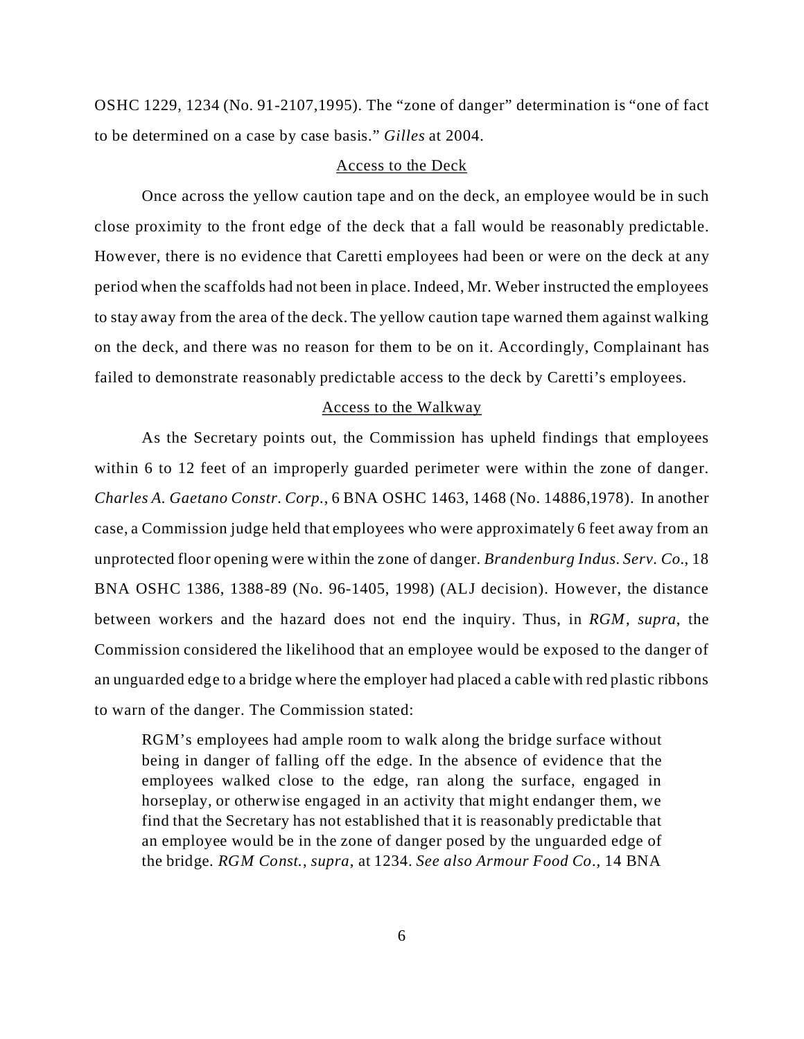OSHC 1229, 1234 (No. 91-2107,1995). The "zone of danger" determination is "one of fact to be determined on a case by case basis." *Gilles* at 2004.

Access to the Deck

Once across the yellow caution tape and on the deck, an employee would be in such close proximity to the front edge of the deck that a fall would be reasonably predictable. However, there is no evidence that Caretti employees had been or were on the deck at any period when the scaffolds had not been in place. Indeed, Mr. Weber instructed the employees to stay away from the area of the deck. The yellow caution tape warned them against walking on the deck, and there was no reason for them to be on it. Accordingly, Complainant has failed to demonstrate reasonably predictable access to the deck by Caretti's employees.

Access to the Walkway

As the Secretary points out, the Commission has upheld findings that employees within 6 to 12 feet of an improperly guarded perimeter were within the zone of danger. *Charles A. Gaetano Constr. Corp.*, 6 BNA OSHC 1463, 1468 (No. 14886,1978). In another case, a Commission judge held that employees who were approximately 6 feet away from an unprotected floor opening were within the zone of danger. *Brandenburg Indus. Serv. Co.*, 18 BNA OSHC 1386, 1388-89 (No. 96-1405, 1998) (ALJ decision). However, the distance between workers and the hazard does not end the inquiry. Thus, in *RGM, supra*, the Commission considered the likelihood that an employee would be exposed to the danger of an unguarded edge to a bridge where the employer had placed a cable with red plastic ribbons to warn of the danger. The Commission stated:

> RGM's employees had ample room to walk along the bridge surface without being in danger of falling off the edge. In the absence of evidence that the employees walked close to the edge, ran along the surface, engaged in horseplay, or otherwise engaged in an activity that might endanger them, we find that the Secretary has not established that it is reasonably predictable that an employee would be in the zone of danger posed by the unguarded edge of the bridge. *RGM Const.*, *supra*, at 1234. *See also Armour Food Co.,* 14 BNA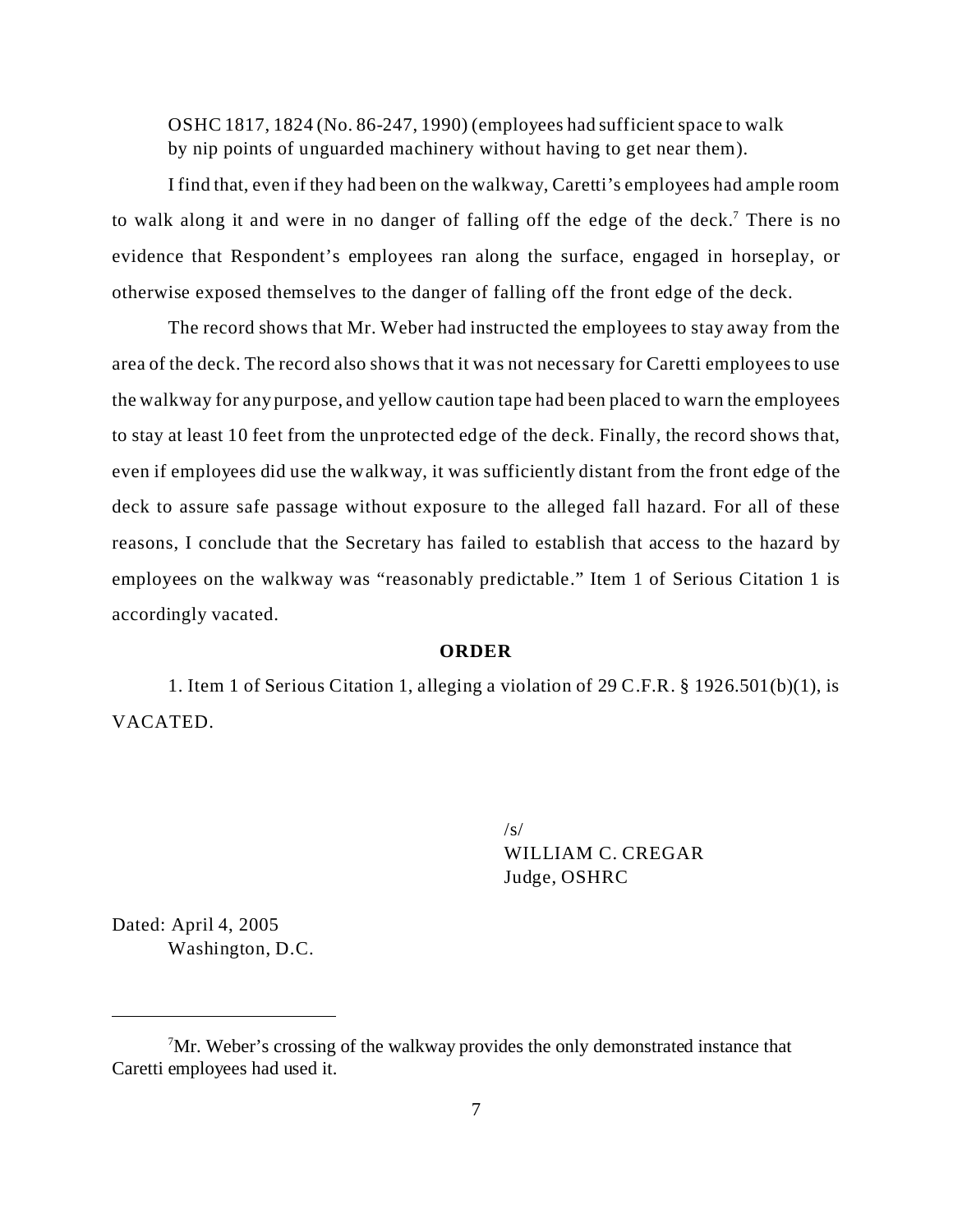OSHC 1817, 1824 (No. 86-247, 1990) (employees had sufficient space to walk by nip points of unguarded machinery without having to get near them).

I find that, even if they had been on the walkway, Caretti's employees had ample room to walk along it and were in no danger of falling off the edge of the deck.[7] There is no evidence that Respondent's employees ran along the surface, engaged in horseplay, or otherwise exposed themselves to the danger of falling off the front edge of the deck.

The record shows that Mr. Weber had instructed the employees to stay away from the area of the deck. The record also shows that it was not necessary for Caretti employees to use the walkway for any purpose, and yellow caution tape had been placed to warn the employees to stay at least 10 feet from the unprotected edge of the deck. Finally, the record shows that, even if employees did use the walkway, it was sufficiently distant from the front edge of the deck to assure safe passage without exposure to the alleged fall hazard. For all of these reasons, I conclude that the Secretary has failed to establish that access to the hazard by employees on the walkway was "reasonably predictable." Item 1 of Serious Citation 1 is accordingly vacated.

**ORDER**

1. Item 1 of Serious Citation 1, alleging a violation of 29 C.F.R. § 1926.501(b)(1), is VACATED.

/s/
WILLIAM C. CREGAR
Judge, OSHRC

Dated: April 4, 2005
Washington, D.C.

[7] Mr. Weber's crossing of the walkway provides the only demonstrated instance that Caretti employees had used it.